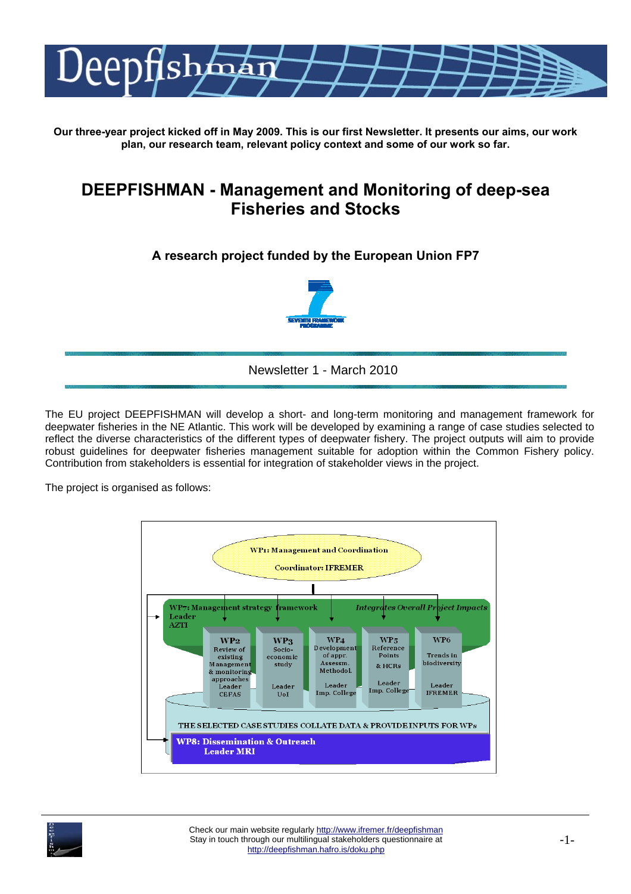Our three-year project kicked off in May 2009. This is our first Newsletter. It presents our aims, our work plan, our research team, relevant policy context and some of our work so far.

# DEEPFISHMAN - Management and Monitoring of deep-sea Fisheries and Stocks

### A research project funded by the European Union FP7

Newsletter 1 - March 2010

The EU project DEEPFISHMAN will develop a short- and long-term monitoring and management framework for deepwater fisheries in the NE Atlantic. This work will be developed by examining a range of case studies selected to reflect the diverse characteristics of the different types of deepwater fishery. The project outputs will aim to provide robust guidelines for deepwater fisheries management suitable for adoption within the Common Fishery policy. Contribution from stakeholders is essential for integration of stakeholder views in the project.

The project is organised as follows:

- WP1: Management and Coordination — Coordinator: IFREMER
- WP7: Management strategy framework — Leader AZTI — *Integrates Overall Project Impacts*
- WP2: Review of existing Management & monitoring approaches — Leader CEFAS
- WP3: Socio-economic study — Leader UoI
- WP4: Development of appr. Assessm. Methodol. — Leader Imp. College
- WP5: Reference Points & HCRs — Leader Imp. College
- WP6: Trends in biodiversity — Leader IFREMER
- THE SELECTED CASE STUDIES COLLATE DATA & PROVIDE INPUTS FOR WPs
- WP8: Dissemination & Outreach — Leader MRI

Check our main website regularly http://www.ifremer.fr/deepfishman
Stay in touch through our multilingual stakeholders questionnaire at http://deepfishman.hafro.is/doku.php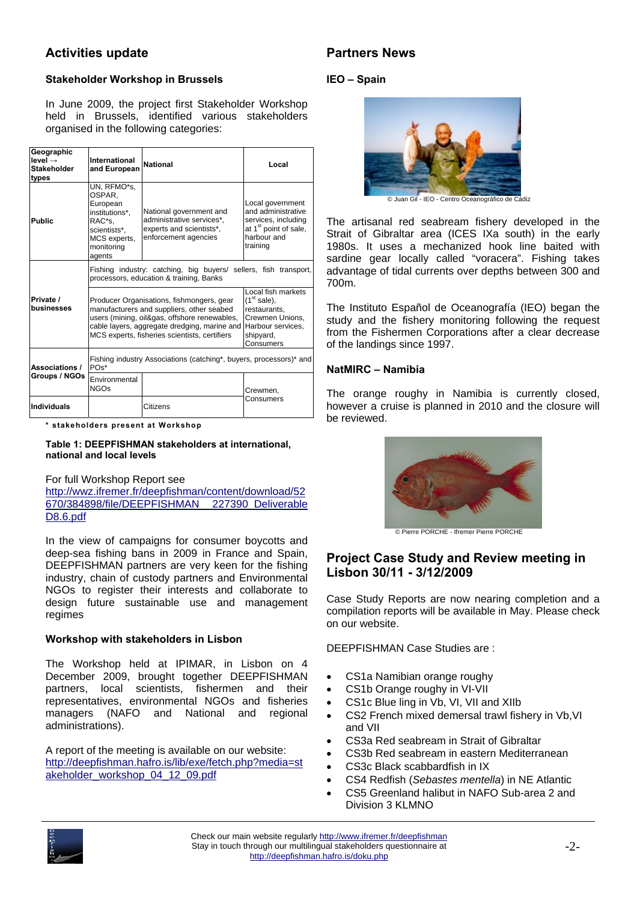## Activities update

### Stakeholder Workshop in Brussels

In June 2009, the project first Stakeholder Workshop held in Brussels, identified various stakeholders organised in the following categories:

| Geographic level → Stakeholder types | International and European | National | Local |
|---|---|---|---|
| Public | UN, RFMO*s, OSPAR, European institutions*, RAC*s, scientists*, MCS experts, monitoring agents | National government and administrative services*, experts and scientists*, enforcement agencies | Local government and administrative services, including at 1st point of sale, harbour and training |
| Private / businesses | Fishing industry: catching, big buyers/ sellers, fish transport, processors, education & training, Banks | | |
| | Producer Organisations, fishmongers, gear manufacturers and suppliers, other seabed users (mining, oil&gas, offshore renewables, cable layers, aggregate dredging, marine and MCS experts, fisheries scientists, certifiers | | Local fish markets (1st sale), restaurants, Crewmen Unions, Harbour services, shipyard, Consumers |
| Associations / Groups / NGOs | Fishing industry Associations (catching*, buyers, processors)* and POs* | | |
| | Environmental NGOs | | Crewmen, Consumers |
| Individuals | | Citizens | |

**\* stakeholders present at Workshop**

**Table 1: DEEPFISHMAN stakeholders at international, national and local levels**

For full Workshop Report see
http://wwz.ifremer.fr/deepfishman/content/download/52670/384898/file/DEEPFISHMAN_227390_Deliverable D8.6.pdf

In the view of campaigns for consumer boycotts and deep-sea fishing bans in 2009 in France and Spain, DEEPFISHMAN partners are very keen for the fishing industry, chain of custody partners and Environmental NGOs to register their interests and collaborate to design future sustainable use and management regimes

### Workshop with stakeholders in Lisbon

The Workshop held at IPIMAR, in Lisbon on 4 December 2009, brought together DEEPFISHMAN partners, local scientists, fishermen and their representatives, environmental NGOs and fisheries managers (NAFO and National and regional administrations).

A report of the meeting is available on our website:
http://deepfishman.hafro.is/lib/exe/fetch.php?media=stakeholder_workshop_04_12_09.pdf

## Partners News

### IEO – Spain

© Juan Gil - IEO - Centro Oceanográfico de Cádiz

The artisanal red seabream fishery developed in the Strait of Gibraltar area (ICES IXa south) in the early 1980s. It uses a mechanized hook line baited with sardine gear locally called "voracera". Fishing takes advantage of tidal currents over depths between 300 and 700m.

The Instituto Español de Oceanografía (IEO) began the study and the fishery monitoring following the request from the Fishermen Corporations after a clear decrease of the landings since 1997.

### NatMIRC – Namibia

The orange roughy in Namibia is currently closed, however a cruise is planned in 2010 and the closure will be reviewed.

© Pierre PORCHE - Ifremer Pierre PORCHE

## Project Case Study and Review meeting in Lisbon 30/11 - 3/12/2009

Case Study Reports are now nearing completion and a compilation reports will be available in May. Please check on our website.

DEEPFISHMAN Case Studies are :

- CS1a Namibian orange roughy
- CS1b Orange roughy in VI-VII
- CS1c Blue ling in Vb, VI, VII and XIIb
- CS2 French mixed demersal trawl fishery in Vb,VI and VII
- CS3a Red seabream in Strait of Gibraltar
- CS3b Red seabream in eastern Mediterranean
- CS3c Black scabbardfish in IX
- CS4 Redfish (*Sebastes mentella*) in NE Atlantic
- CS5 Greenland halibut in NAFO Sub-area 2 and Division 3 KLMNO

Check our main website regularly http://www.ifremer.fr/deepfishman
Stay in touch through our multilingual stakeholders questionnaire at http://deepfishman.hafro.is/doku.php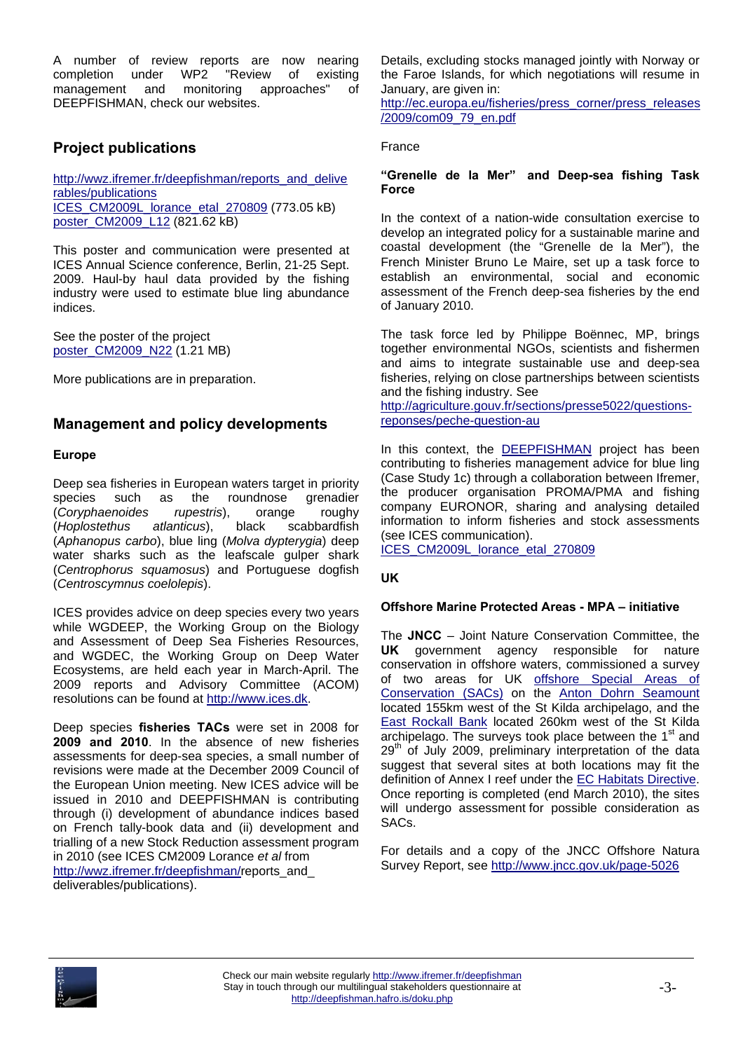A number of review reports are now nearing completion under WP2 "Review of existing management and monitoring approaches" of DEEPFISHMAN, check our websites.

## Project publications

http://wwz.ifremer.fr/deepfishman/reports_and_deliverables/publications
ICES_CM2009L_lorance_etal_270809 (773.05 kB)
poster_CM2009_L12 (821.62 kB)

This poster and communication were presented at ICES Annual Science conference, Berlin, 21-25 Sept. 2009. Haul-by haul data provided by the fishing industry were used to estimate blue ling abundance indices.

See the poster of the project
poster_CM2009_N22 (1.21 MB)

More publications are in preparation.

## Management and policy developments

### Europe

Deep sea fisheries in European waters target in priority species such as the roundnose grenadier (*Coryphaenoides rupestris*), orange roughy (*Hoplostethus atlanticus*), black scabbardfish (*Aphanopus carbo*), blue ling (*Molva dypterygia*) deep water sharks such as the leafscale gulper shark (*Centrophorus squamosus*) and Portuguese dogfish (*Centroscymnus coelolepis*).

ICES provides advice on deep species every two years while WGDEEP, the Working Group on the Biology and Assessment of Deep Sea Fisheries Resources, and WGDEC, the Working Group on Deep Water Ecosystems, are held each year in March-April. The 2009 reports and Advisory Committee (ACOM) resolutions can be found at http://www.ices.dk.

Deep species **fisheries TACs** were set in 2008 for **2009 and 2010**. In the absence of new fisheries assessments for deep-sea species, a small number of revisions were made at the December 2009 Council of the European Union meeting. New ICES advice will be issued in 2010 and DEEPFISHMAN is contributing through (i) development of abundance indices based on French tally-book data and (ii) development and trialling of a new Stock Reduction assessment program in 2010 (see ICES CM2009 Lorance *et al* from http://wwz.ifremer.fr/deepfishman/reports_and_deliverables/publications).

Details, excluding stocks managed jointly with Norway or the Faroe Islands, for which negotiations will resume in January, are given in:
http://ec.europa.eu/fisheries/press_corner/press_releases/2009/com09_79_en.pdf

France

### "Grenelle de la Mer" and Deep-sea fishing Task Force

In the context of a nation-wide consultation exercise to develop an integrated policy for a sustainable marine and coastal development (the "Grenelle de la Mer"), the French Minister Bruno Le Maire, set up a task force to establish an environmental, social and economic assessment of the French deep-sea fisheries by the end of January 2010.

The task force led by Philippe Boënnec, MP, brings together environmental NGOs, scientists and fishermen and aims to integrate sustainable use and deep-sea fisheries, relying on close partnerships between scientists and the fishing industry. See
http://agriculture.gouv.fr/sections/presse5022/questions-reponses/peche-question-au

In this context, the DEEPFISHMAN project has been contributing to fisheries management advice for blue ling (Case Study 1c) through a collaboration between Ifremer, the producer organisation PROMA/PMA and fishing company EURONOR, sharing and analysing detailed information to inform fisheries and stock assessments (see ICES communication).
ICES_CM2009L_lorance_etal_270809

### UK

### Offshore Marine Protected Areas - MPA – initiative

The **JNCC** – Joint Nature Conservation Committee, the **UK** government agency responsible for nature conservation in offshore waters, commissioned a survey of two areas for UK offshore Special Areas of Conservation (SACs) on the Anton Dohrn Seamount located 155km west of the St Kilda archipelago, and the East Rockall Bank located 260km west of the St Kilda archipelago. The surveys took place between the 1st and 29th of July 2009, preliminary interpretation of the data suggest that several sites at both locations may fit the definition of Annex I reef under the EC Habitats Directive. Once reporting is completed (end March 2010), the sites will undergo assessment for possible consideration as SACs.

For details and a copy of the JNCC Offshore Natura Survey Report, see http://www.jncc.gov.uk/page-5026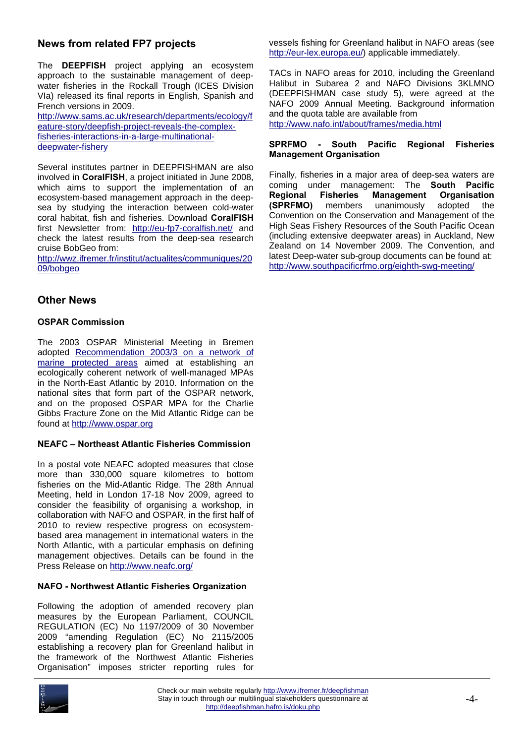## News from related FP7 projects

The **DEEPFISH** project applying an ecosystem approach to the sustainable management of deep-water fisheries in the Rockall Trough (ICES Division VIa) released its final reports in English, Spanish and French versions in 2009.
http://www.sams.ac.uk/research/departments/ecology/feature-story/deepfish-project-reveals-the-complex-fisheries-interactions-in-a-large-multinational-deepwater-fishery

Several institutes partner in DEEPFISHMAN are also involved in **CoralFISH**, a project initiated in June 2008, which aims to support the implementation of an ecosystem-based management approach in the deep-sea by studying the interaction between cold-water coral habitat, fish and fisheries. Download **CoralFISH** first Newsletter from: http://eu-fp7-coralfish.net/ and check the latest results from the deep-sea research cruise BobGeo from:
http://wwz.ifremer.fr/institut/actualites/communiques/2009/bobgeo

## Other News

### OSPAR Commission

The 2003 OSPAR Ministerial Meeting in Bremen adopted Recommendation 2003/3 on a network of marine protected areas aimed at establishing an ecologically coherent network of well-managed MPAs in the North-East Atlantic by 2010. Information on the national sites that form part of the OSPAR network, and on the proposed OSPAR MPA for the Charlie Gibbs Fracture Zone on the Mid Atlantic Ridge can be found at http://www.ospar.org

### NEAFC – Northeast Atlantic Fisheries Commission

In a postal vote NEAFC adopted measures that close more than 330,000 square kilometres to bottom fisheries on the Mid-Atlantic Ridge. The 28th Annual Meeting, held in London 17-18 Nov 2009, agreed to consider the feasibility of organising a workshop, in collaboration with NAFO and OSPAR, in the first half of 2010 to review respective progress on ecosystem-based area management in international waters in the North Atlantic, with a particular emphasis on defining management objectives. Details can be found in the Press Release on http://www.neafc.org/

### NAFO - Northwest Atlantic Fisheries Organization

Following the adoption of amended recovery plan measures by the European Parliament, COUNCIL REGULATION (EC) No 1197/2009 of 30 November 2009 "amending Regulation (EC) No 2115/2005 establishing a recovery plan for Greenland halibut in the framework of the Northwest Atlantic Fisheries Organisation" imposes stricter reporting rules for vessels fishing for Greenland halibut in NAFO areas (see http://eur-lex.europa.eu/) applicable immediately.

TACs in NAFO areas for 2010, including the Greenland Halibut in Subarea 2 and NAFO Divisions 3KLMNO (DEEPFISHMAN case study 5), were agreed at the NAFO 2009 Annual Meeting. Background information and the quota table are available from
http://www.nafo.int/about/frames/media.html

### SPRFMO - South Pacific Regional Fisheries Management Organisation

Finally, fisheries in a major area of deep-sea waters are coming under management: The **South Pacific Regional Fisheries Management Organisation (SPRFMO)** members unanimously adopted the Convention on the Conservation and Management of the High Seas Fishery Resources of the South Pacific Ocean (including extensive deepwater areas) in Auckland, New Zealand on 14 November 2009. The Convention, and latest Deep-water sub-group documents can be found at:
http://www.southpacificrfmo.org/eighth-swg-meeting/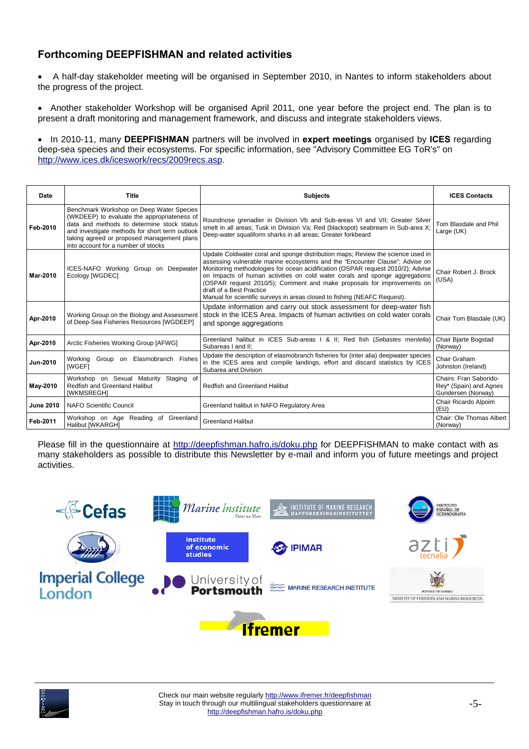## Forthcoming DEEPFISHMAN and related activities

- A half-day stakeholder meeting will be organised in September 2010, in Nantes to inform stakeholders about the progress of the project.

- Another stakeholder Workshop will be organised April 2011, one year before the project end. The plan is to present a draft monitoring and management framework, and discuss and integrate stakeholders views.

- In 2010-11, many **DEEPFISHMAN** partners will be involved in **expert meetings** organised by **ICES** regarding deep-sea species and their ecosystems. For specific information, see "Advisory Committee EG ToR's" on http://www.ices.dk/iceswork/recs/2009recs.asp.

| Date | Title | Subjects | ICES Contacts |
|---|---|---|---|
| **Feb-2010** | Benchmark Workshop on Deep Water Species (WKDEEP) to evaluate the appropriateness of data and methods to determine stock status and investigate methods for short term outlook taking agreed or proposed management plans into account for a number of stocks | Roundnose grenadier in Division Vb and Sub-areas VI and VII; Greater Silver smelt in all areas; Tusk in Division Va; Red (blackspot) seabream in Sub-area X; Deep-water squaliform sharks in all areas; Greater forkbeard | Tom Blasdale and Phil Large (UK) |
| **Mar-2010** | ICES-NAFO Working Group on Deepwater Ecology [WGDEC] | Update Coldwater coral and sponge distribution maps; Review the science used in assessing vulnerable marine ecosystems and the "Encounter Clause"; Advise on Monitoring methodologies for ocean acidification (OSPAR request 2010/2); Advise on Impacts of human activities on cold water corals and sponge aggregations (OSPAR request 2010/5); Comment and make proposals for improvements on draft of a Best Practice Manual for scientific surveys in areas closed to fishing (NEAFC Request). | Chair Robert J. Brock (USA) |
| **Apr-2010** | Working Group on the Biology and Assessment of Deep-Sea Fisheries Resources [WGDEEP] | Update information and carry out stock assessment for deep-water fish stock in the ICES Area. Impacts of human activities on cold water corals and sponge aggregations | Chair Tom Blasdale (UK) |
| **Apr-2010** | Arctic Fisheries Working Group [AFWG] | Greenland halibut in ICES Sub-areas I & II; Red fish (*Sebastes mentella*) Subareas I and II; | Chair Bjarte Bogstad (Norway) |
| **Jun-2010** | Working Group on Elasmobranch Fishes [WGEF] | Update the description of elasmobranch fisheries for (inter alia) deepwater species in the ICES area and compile landings, effort and discard statistics by ICES Subarea and Division | Chair Graham Johnston (Ireland) |
| **May-2010** | Workshop on Sexual Maturity Staging of Redfish and Greenland Halibut [WKMSREGH] | Redfish and Greenland Halibut | Chairs: Fran Saborido-Rey* (Spain) and Agnes Gundersen (Norway) |
| **June 2010** | NAFO Scientific Council | Greenland halibut in NAFO Regulatory Area | Chair Ricardo Alpoim (EU) |
| **Feb-2011** | Workshop on Age Reading of Greenland Halibut [WKARGH] | Greenland Halibut | Chair: Ole Thomas Albert (Norway) |

Please fill in the questionnaire at http://deepfishman.hafro.is/doku.php for DEEPFISHMAN to make contact with as many stakeholders as possible to distribute this Newsletter by e-mail and inform you of future meetings and project activities.

Cefas · Marine Institute · Institute of Marine Research · Instituto Español de Oceanografía · institute of economic studies · IPIMAR · azti tecnalia · Imperial College London · University of Portsmouth · Marine Research Institute · Republic of Namibia Ministry of Fisheries and Marine Resources · Ifremer

Check our main website regularly http://www.ifremer.fr/deepfishman
Stay in touch through our multilingual stakeholders questionnaire at http://deepfishman.hafro.is/doku.php